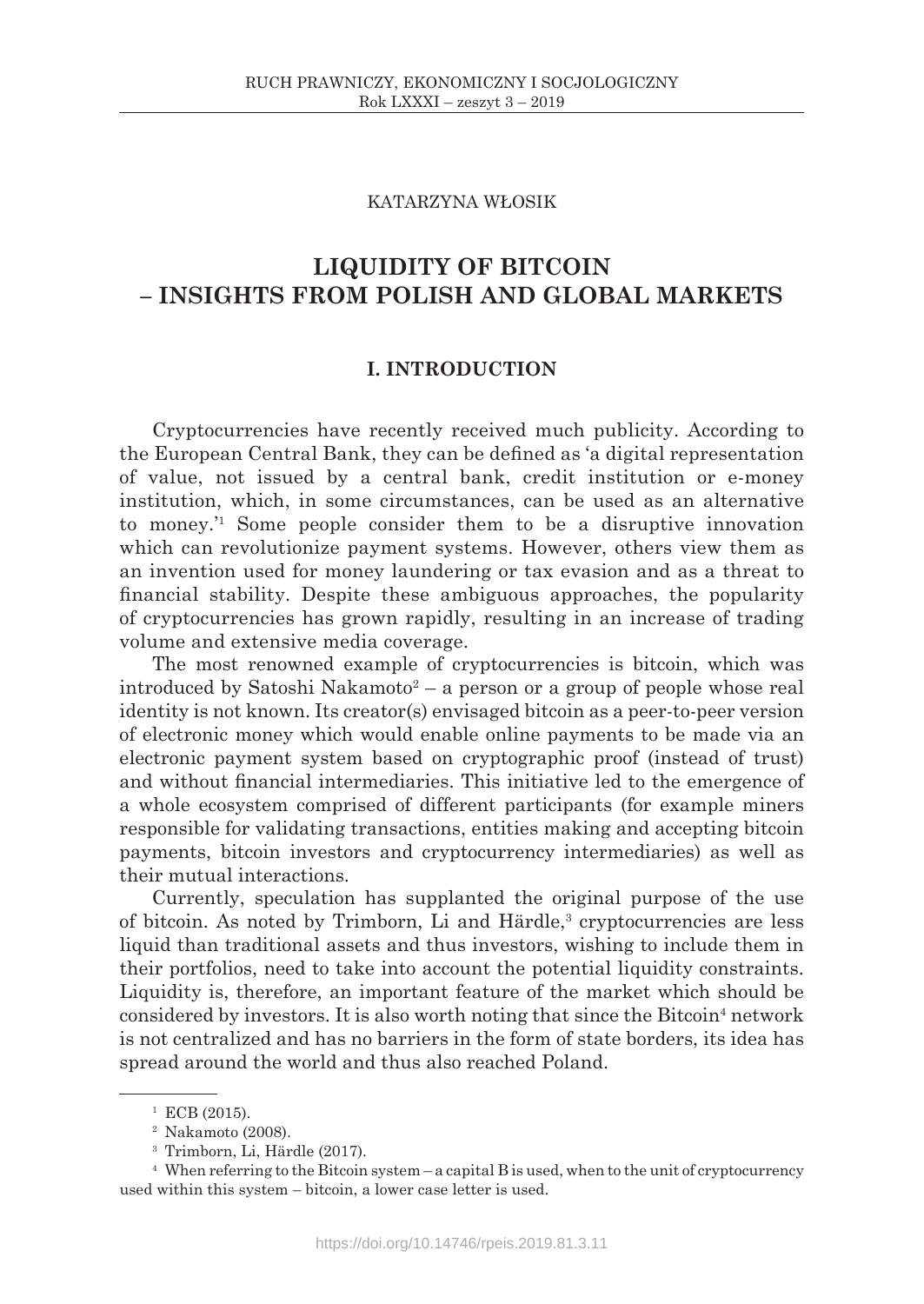KATARZYNA WŁOSIK

# LIQUIDITY OF BITCOIN – INSIGHTS FROM POLISH AND GLOBAL MARKETS

## I. INTRODUCTION

Cryptocurrencies have recently received much publicity. According to the European Central Bank, they can be defined as 'a digital representation of value, not issued by a central bank, credit institution or e-money institution, which, in some circumstances, can be used as an alternative to money.'[1] Some people consider them to be a disruptive innovation which can revolutionize payment systems. However, others view them as an invention used for money laundering or tax evasion and as a threat to financial stability. Despite these ambiguous approaches, the popularity of cryptocurrencies has grown rapidly, resulting in an increase of trading volume and extensive media coverage.

The most renowned example of cryptocurrencies is bitcoin, which was introduced by Satoshi Nakamoto[2] – a person or a group of people whose real identity is not known. Its creator(s) envisaged bitcoin as a peer-to-peer version of electronic money which would enable online payments to be made via an electronic payment system based on cryptographic proof (instead of trust) and without financial intermediaries. This initiative led to the emergence of a whole ecosystem comprised of different participants (for example miners responsible for validating transactions, entities making and accepting bitcoin payments, bitcoin investors and cryptocurrency intermediaries) as well as their mutual interactions.

Currently, speculation has supplanted the original purpose of the use of bitcoin. As noted by Trimborn, Li and Härdle,[3] cryptocurrencies are less liquid than traditional assets and thus investors, wishing to include them in their portfolios, need to take into account the potential liquidity constraints. Liquidity is, therefore, an important feature of the market which should be considered by investors. It is also worth noting that since the Bitcoin[4] network is not centralized and has no barriers in the form of state borders, its idea has spread around the world and thus also reached Poland.

---

[1] ECB (2015).

[2] Nakamoto (2008).

[3] Trimborn, Li, Härdle (2017).

[4] When referring to the Bitcoin system – a capital B is used, when to the unit of cryptocurrency used within this system – bitcoin, a lower case letter is used.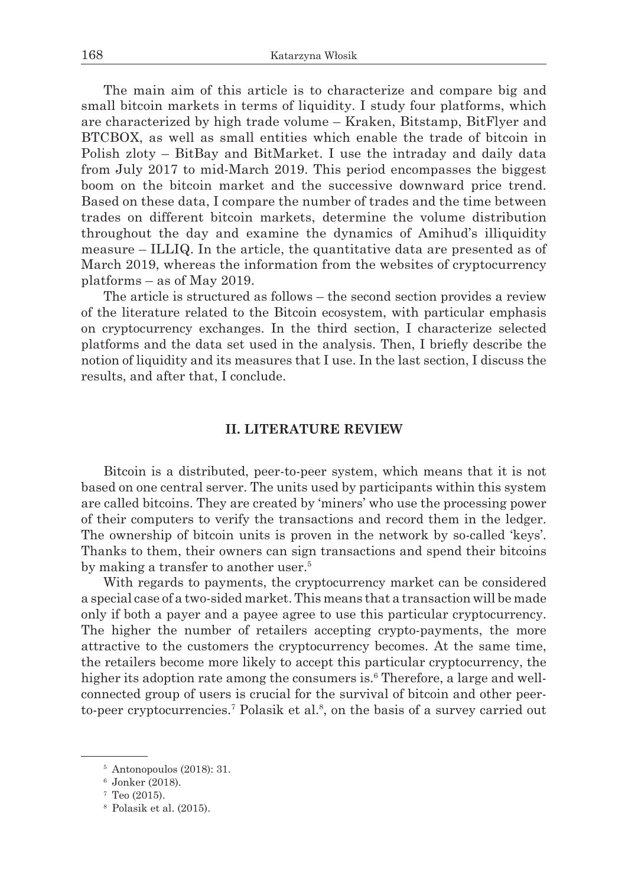The main aim of this article is to characterize and compare big and small bitcoin markets in terms of liquidity. I study four platforms, which are characterized by high trade volume – Kraken, Bitstamp, BitFlyer and BTCBOX, as well as small entities which enable the trade of bitcoin in Polish zloty – BitBay and BitMarket. I use the intraday and daily data from July 2017 to mid-March 2019. This period encompasses the biggest boom on the bitcoin market and the successive downward price trend. Based on these data, I compare the number of trades and the time between trades on different bitcoin markets, determine the volume distribution throughout the day and examine the dynamics of Amihud's illiquidity measure – ILLIQ. In the article, the quantitative data are presented as of March 2019, whereas the information from the websites of cryptocurrency platforms – as of May 2019.

The article is structured as follows – the second section provides a review of the literature related to the Bitcoin ecosystem, with particular emphasis on cryptocurrency exchanges. In the third section, I characterize selected platforms and the data set used in the analysis. Then, I briefly describe the notion of liquidity and its measures that I use. In the last section, I discuss the results, and after that, I conclude.

## II. LITERATURE REVIEW

Bitcoin is a distributed, peer-to-peer system, which means that it is not based on one central server. The units used by participants within this system are called bitcoins. They are created by 'miners' who use the processing power of their computers to verify the transactions and record them in the ledger. The ownership of bitcoin units is proven in the network by so-called 'keys'. Thanks to them, their owners can sign transactions and spend their bitcoins by making a transfer to another user.[5]

With regards to payments, the cryptocurrency market can be considered a special case of a two-sided market. This means that a transaction will be made only if both a payer and a payee agree to use this particular cryptocurrency. The higher the number of retailers accepting crypto-payments, the more attractive to the customers the cryptocurrency becomes. At the same time, the retailers become more likely to accept this particular cryptocurrency, the higher its adoption rate among the consumers is.[6] Therefore, a large and well-connected group of users is crucial for the survival of bitcoin and other peer-to-peer cryptocurrencies.[7] Polasik et al.[8], on the basis of a survey carried out

[5] Antonopoulos (2018): 31.

[6] Jonker (2018).

[7] Teo (2015).

[8] Polasik et al. (2015).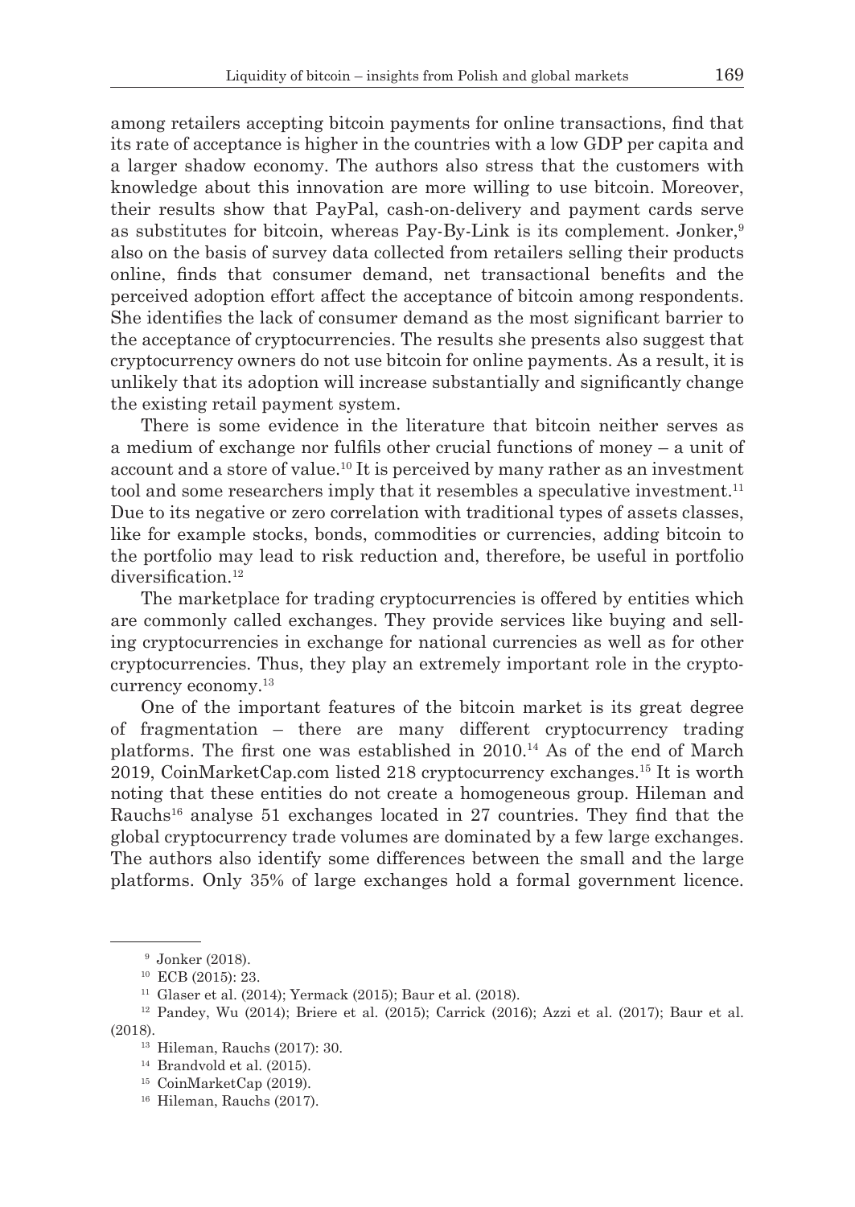among retailers accepting bitcoin payments for online transactions, find that its rate of acceptance is higher in the countries with a low GDP per capita and a larger shadow economy. The authors also stress that the customers with knowledge about this innovation are more willing to use bitcoin. Moreover, their results show that PayPal, cash-on-delivery and payment cards serve as substitutes for bitcoin, whereas Pay-By-Link is its complement. Jonker,[9] also on the basis of survey data collected from retailers selling their products online, finds that consumer demand, net transactional benefits and the perceived adoption effort affect the acceptance of bitcoin among respondents. She identifies the lack of consumer demand as the most significant barrier to the acceptance of cryptocurrencies. The results she presents also suggest that cryptocurrency owners do not use bitcoin for online payments. As a result, it is unlikely that its adoption will increase substantially and significantly change the existing retail payment system.

There is some evidence in the literature that bitcoin neither serves as a medium of exchange nor fulfils other crucial functions of money – a unit of account and a store of value.[10] It is perceived by many rather as an investment tool and some researchers imply that it resembles a speculative investment.[11] Due to its negative or zero correlation with traditional types of assets classes, like for example stocks, bonds, commodities or currencies, adding bitcoin to the portfolio may lead to risk reduction and, therefore, be useful in portfolio diversification.[12]

The marketplace for trading cryptocurrencies is offered by entities which are commonly called exchanges. They provide services like buying and selling cryptocurrencies in exchange for national currencies as well as for other cryptocurrencies. Thus, they play an extremely important role in the cryptocurrency economy.[13]

One of the important features of the bitcoin market is its great degree of fragmentation – there are many different cryptocurrency trading platforms. The first one was established in 2010.[14] As of the end of March 2019, CoinMarketCap.com listed 218 cryptocurrency exchanges.[15] It is worth noting that these entities do not create a homogeneous group. Hileman and Rauchs[16] analyse 51 exchanges located in 27 countries. They find that the global cryptocurrency trade volumes are dominated by a few large exchanges. The authors also identify some differences between the small and the large platforms. Only 35% of large exchanges hold a formal government licence.

---

[9] Jonker (2018).

[10] ECB (2015): 23.

[11] Glaser et al. (2014); Yermack (2015); Baur et al. (2018).

[12] Pandey, Wu (2014); Briere et al. (2015); Carrick (2016); Azzi et al. (2017); Baur et al. (2018).

[13] Hileman, Rauchs (2017): 30.

[14] Brandvold et al. (2015).

[15] CoinMarketCap (2019).

[16] Hileman, Rauchs (2017).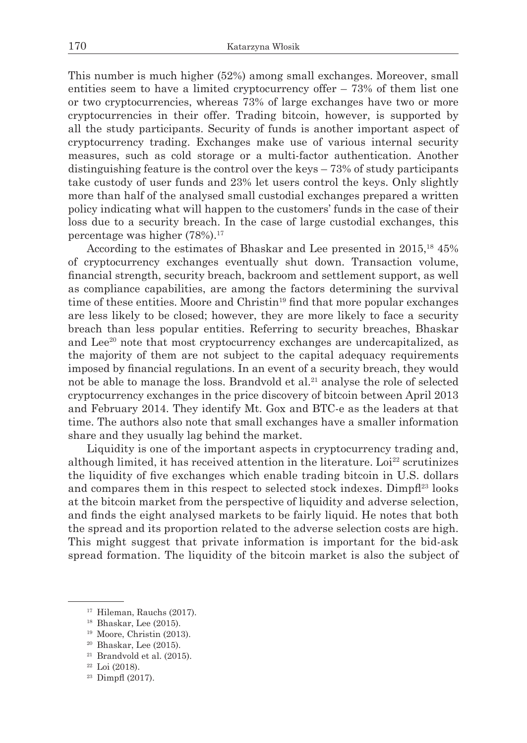This number is much higher (52%) among small exchanges. Moreover, small entities seem to have a limited cryptocurrency offer – 73% of them list one or two cryptocurrencies, whereas 73% of large exchanges have two or more cryptocurrencies in their offer. Trading bitcoin, however, is supported by all the study participants. Security of funds is another important aspect of cryptocurrency trading. Exchanges make use of various internal security measures, such as cold storage or a multi-factor authentication. Another distinguishing feature is the control over the keys – 73% of study participants take custody of user funds and 23% let users control the keys. Only slightly more than half of the analysed small custodial exchanges prepared a written policy indicating what will happen to the customers' funds in the case of their loss due to a security breach. In the case of large custodial exchanges, this percentage was higher (78%).[17]

According to the estimates of Bhaskar and Lee presented in 2015,[18] 45% of cryptocurrency exchanges eventually shut down. Transaction volume, financial strength, security breach, backroom and settlement support, as well as compliance capabilities, are among the factors determining the survival time of these entities. Moore and Christin[19] find that more popular exchanges are less likely to be closed; however, they are more likely to face a security breach than less popular entities. Referring to security breaches, Bhaskar and Lee[20] note that most cryptocurrency exchanges are undercapitalized, as the majority of them are not subject to the capital adequacy requirements imposed by financial regulations. In an event of a security breach, they would not be able to manage the loss. Brandvold et al.[21] analyse the role of selected cryptocurrency exchanges in the price discovery of bitcoin between April 2013 and February 2014. They identify Mt. Gox and BTC-e as the leaders at that time. The authors also note that small exchanges have a smaller information share and they usually lag behind the market.

Liquidity is one of the important aspects in cryptocurrency trading and, although limited, it has received attention in the literature. Loi[22] scrutinizes the liquidity of five exchanges which enable trading bitcoin in U.S. dollars and compares them in this respect to selected stock indexes. Dimpfl[23] looks at the bitcoin market from the perspective of liquidity and adverse selection, and finds the eight analysed markets to be fairly liquid. He notes that both the spread and its proportion related to the adverse selection costs are high. This might suggest that private information is important for the bid-ask spread formation. The liquidity of the bitcoin market is also the subject of

---

[17] Hileman, Rauchs (2017).

[18] Bhaskar, Lee (2015).

[19] Moore, Christin (2013).

[20] Bhaskar, Lee (2015).

[21] Brandvold et al. (2015).

[22] Loi (2018).

[23] Dimpfl (2017).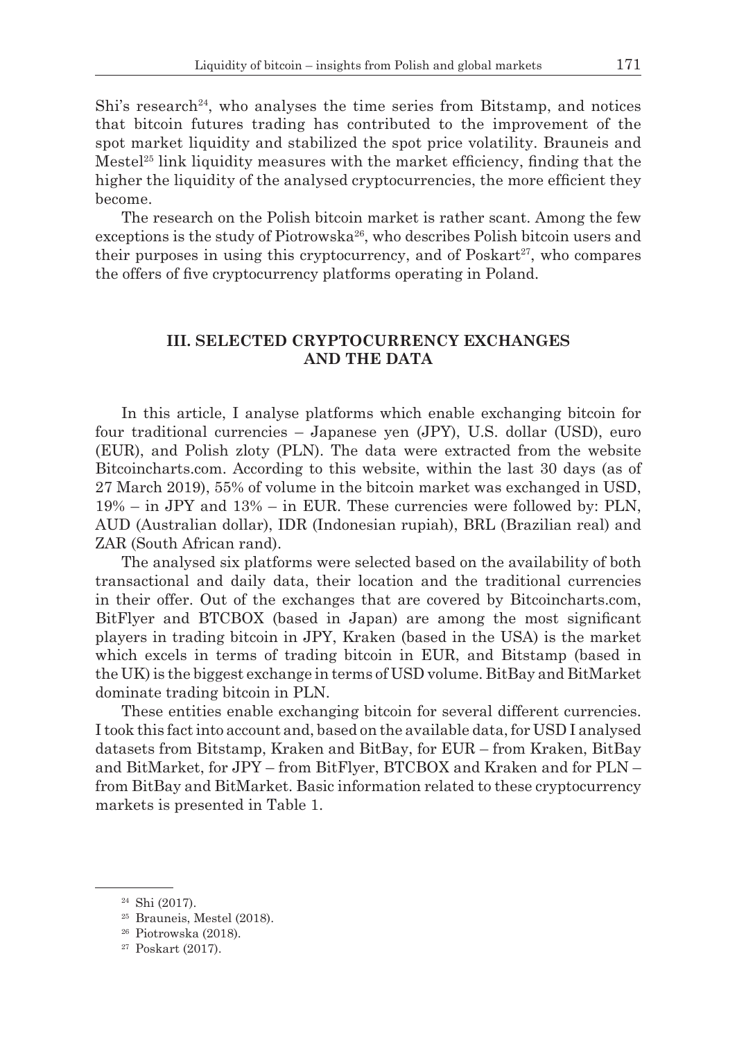Shi's research[24], who analyses the time series from Bitstamp, and notices that bitcoin futures trading has contributed to the improvement of the spot market liquidity and stabilized the spot price volatility. Brauneis and Mestel[25] link liquidity measures with the market efficiency, finding that the higher the liquidity of the analysed cryptocurrencies, the more efficient they become.

The research on the Polish bitcoin market is rather scant. Among the few exceptions is the study of Piotrowska[26], who describes Polish bitcoin users and their purposes in using this cryptocurrency, and of Poskart[27], who compares the offers of five cryptocurrency platforms operating in Poland.

## III. SELECTED CRYPTOCURRENCY EXCHANGES AND THE DATA

In this article, I analyse platforms which enable exchanging bitcoin for four traditional currencies – Japanese yen (JPY), U.S. dollar (USD), euro (EUR), and Polish zloty (PLN). The data were extracted from the website Bitcoincharts.com. According to this website, within the last 30 days (as of 27 March 2019), 55% of volume in the bitcoin market was exchanged in USD, 19% – in JPY and 13% – in EUR. These currencies were followed by: PLN, AUD (Australian dollar), IDR (Indonesian rupiah), BRL (Brazilian real) and ZAR (South African rand).

The analysed six platforms were selected based on the availability of both transactional and daily data, their location and the traditional currencies in their offer. Out of the exchanges that are covered by Bitcoincharts.com, BitFlyer and BTCBOX (based in Japan) are among the most significant players in trading bitcoin in JPY, Kraken (based in the USA) is the market which excels in terms of trading bitcoin in EUR, and Bitstamp (based in the UK) is the biggest exchange in terms of USD volume. BitBay and BitMarket dominate trading bitcoin in PLN.

These entities enable exchanging bitcoin for several different currencies. I took this fact into account and, based on the available data, for USD I analysed datasets from Bitstamp, Kraken and BitBay, for EUR – from Kraken, BitBay and BitMarket, for JPY – from BitFlyer, BTCBOX and Kraken and for PLN – from BitBay and BitMarket. Basic information related to these cryptocurrency markets is presented in Table 1.

---

[24] Shi (2017).

[25] Brauneis, Mestel (2018).

[26] Piotrowska (2018).

[27] Poskart (2017).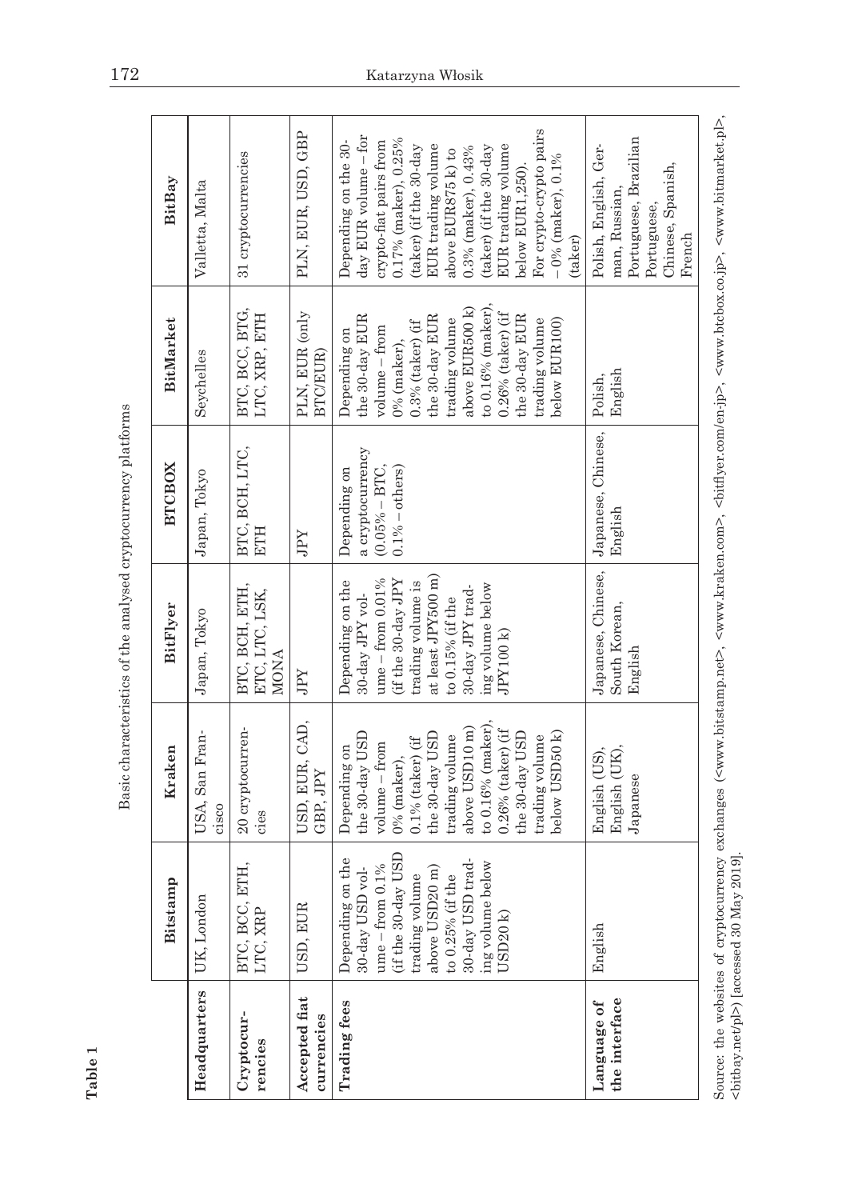**Table 1**

Basic characteristics of the analysed cryptocurrency platforms

| | Bitstamp | Kraken | BitFlyer | BTCBOX | BitMarket | BitBay |
|---|---|---|---|---|---|---|
| **Headquarters** | UK, London | USA, San Francisco | Japan, Tokyo | Japan, Tokyo | Seychelles | Valletta, Malta |
| **Cryptocurrencies** | BTC, BCC, ETH, LTC, XRP | 20 cryptocurrencies | BTC, BCH, ETH, ETC, LTC, LSK, MONA | BTC, BCH, LTC, ETH | BTC, BCC, BTG, LTC, XRP, ETH | 31 cryptocurrencies |
| **Accepted fiat currencies** | USD, EUR | USD, EUR, CAD, GBP, JPY | JPY | JPY | PLN, EUR (only BTC/EUR) | PLN, EUR, USD, GBP |
| **Trading fees** | Depending on the 30-day USD volume – from 0.1% (if the 30-day USD trading volume above USD20 m) to 0.25% (if the 30-day USD trading volume below USD20 k) | Depending on the 30-day USD volume – from 0% (maker), 0.1% (taker) (if the 30-day USD trading volume above USD10 m) to 0.16% (maker), 0.26% (taker) (if the 30-day USD trading volume below USD50 k) | Depending on the 30-day JPY volume – from 0.01% (if the 30-day JPY trading volume is at least JPY500 m) to 0.15% (if the 30-day JPY trading volume below JPY100 k) | Depending on a cryptocurrency (0.05% – BTC, 0.1% – others) | Depending on the 30-day EUR volume – from 0% (maker), 0.3% (taker) (if the 30-day EUR trading volume above EUR500 k) to 0.16% (maker), 0.26% (taker) (if the 30-day EUR trading volume below EUR100) | Depending on the 30-day EUR volume – for crypto-fiat pairs from 0.17% (maker), 0.25% (taker) (if the 30-day EUR trading volume above EUR875 k) to 0.3% (maker), 0.43% (taker) (if the 30-day EUR trading volume below EUR1,250). For crypto-crypto pairs – 0% (maker), 0.1% (taker) |
| **Language of the interface** | English | English (US), English (UK), Japanese | Japanese, Chinese, South Korean, English | Japanese, Chinese, English | Polish, English | Polish, English, German, Russian, Portuguese, Brazilian Portuguese, Chinese, Spanish, French |

Source: the websites of cryptocurrency exchanges (<www.bitstamp.net>, <www.kraken.com>, <bitflyer.com/en-jp>, <www.btcbox.co.jp>, <www.bitmarket.pl>, <bitbay.net/pl>) [accessed 30 May 2019].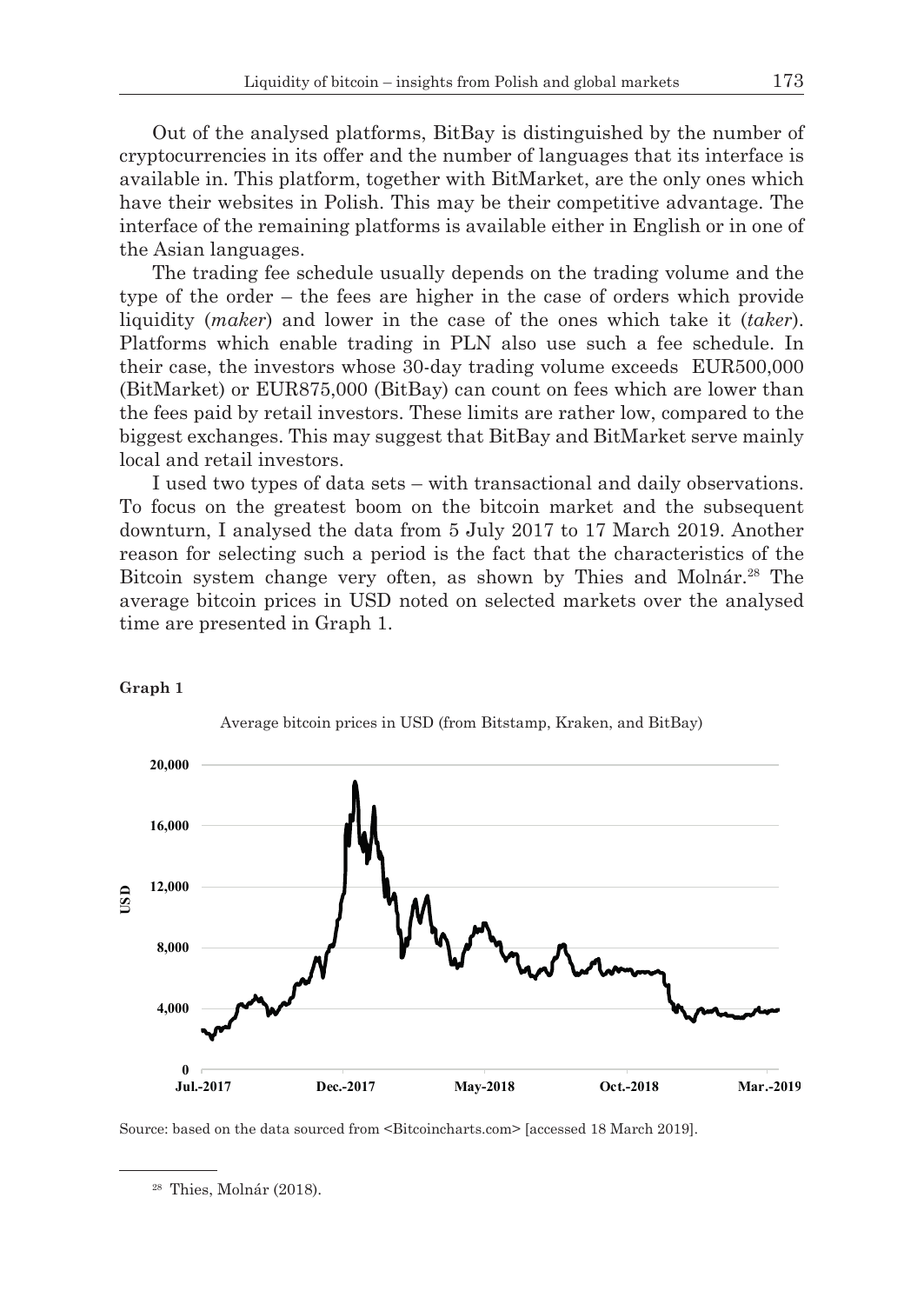Out of the analysed platforms, BitBay is distinguished by the number of cryptocurrencies in its offer and the number of languages that its interface is available in. This platform, together with BitMarket, are the only ones which have their websites in Polish. This may be their competitive advantage. The interface of the remaining platforms is available either in English or in one of the Asian languages.

The trading fee schedule usually depends on the trading volume and the type of the order – the fees are higher in the case of orders which provide liquidity (*maker*) and lower in the case of the ones which take it (*taker*). Platforms which enable trading in PLN also use such a fee schedule. In their case, the investors whose 30-day trading volume exceeds EUR500,000 (BitMarket) or EUR875,000 (BitBay) can count on fees which are lower than the fees paid by retail investors. These limits are rather low, compared to the biggest exchanges. This may suggest that BitBay and BitMarket serve mainly local and retail investors.

I used two types of data sets – with transactional and daily observations. To focus on the greatest boom on the bitcoin market and the subsequent downturn, I analysed the data from 5 July 2017 to 17 March 2019. Another reason for selecting such a period is the fact that the characteristics of the Bitcoin system change very often, as shown by Thies and Molnár.[28] The average bitcoin prices in USD noted on selected markets over the analysed time are presented in Graph 1.

**Graph 1**

Average bitcoin prices in USD (from Bitstamp, Kraken, and BitBay)

Source: based on the data sourced from <Bitcoincharts.com> [accessed 18 March 2019].

---

[28] Thies, Molnár (2018).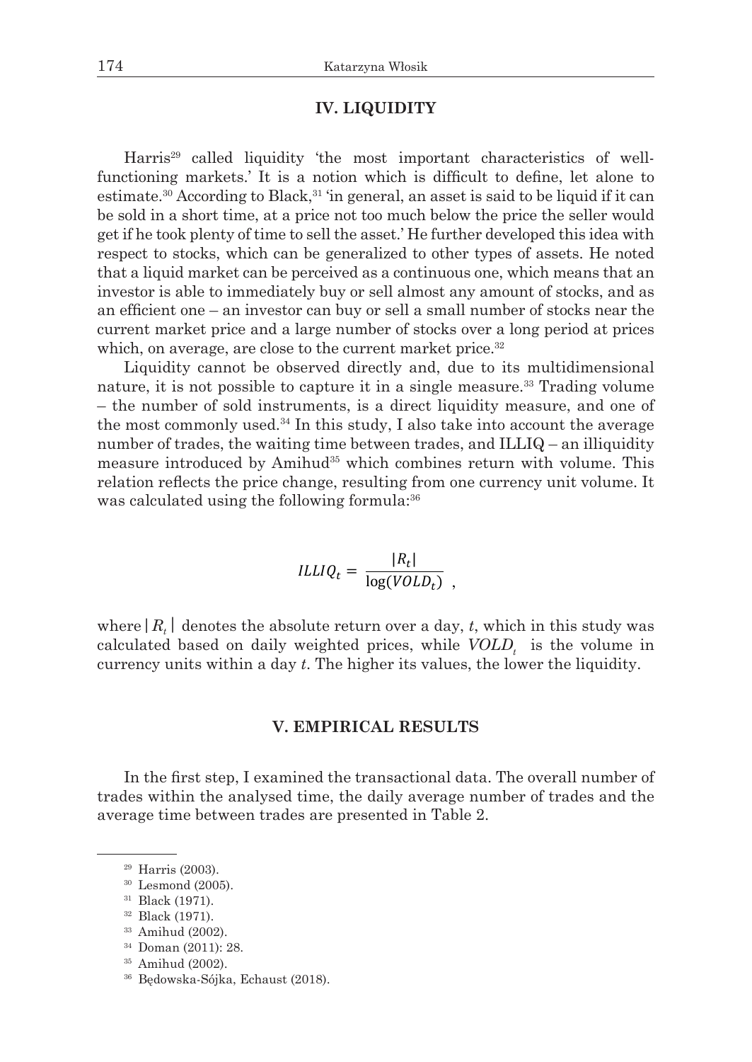## IV. LIQUIDITY

Harris[29] called liquidity 'the most important characteristics of well-functioning markets.' It is a notion which is difficult to define, let alone to estimate.[30] According to Black,[31] 'in general, an asset is said to be liquid if it can be sold in a short time, at a price not too much below the price the seller would get if he took plenty of time to sell the asset.' He further developed this idea with respect to stocks, which can be generalized to other types of assets. He noted that a liquid market can be perceived as a continuous one, which means that an investor is able to immediately buy or sell almost any amount of stocks, and as an efficient one – an investor can buy or sell a small number of stocks near the current market price and a large number of stocks over a long period at prices which, on average, are close to the current market price.[32]

Liquidity cannot be observed directly and, due to its multidimensional nature, it is not possible to capture it in a single measure.[33] Trading volume – the number of sold instruments, is a direct liquidity measure, and one of the most commonly used.[34] In this study, I also take into account the average number of trades, the waiting time between trades, and ILLIQ – an illiquidity measure introduced by Amihud[35] which combines return with volume. This relation reflects the price change, resulting from one currency unit volume. It was calculated using the following formula:[36]

$$ILLIQ_t = \frac{|R_t|}{\log(VOLD_t)},$$

where $|R_t|$ denotes the absolute return over a day, $t$, which in this study was calculated based on daily weighted prices, while $VOLD_t$ is the volume in currency units within a day $t$. The higher its values, the lower the liquidity.

## V. EMPIRICAL RESULTS

In the first step, I examined the transactional data. The overall number of trades within the analysed time, the daily average number of trades and the average time between trades are presented in Table 2.

---

[29] Harris (2003).

[30] Lesmond (2005).

[31] Black (1971).

[32] Black (1971).

[33] Amihud (2002).

[34] Doman (2011): 28.

[35] Amihud (2002).

[36] Będowska-Sójka, Echaust (2018).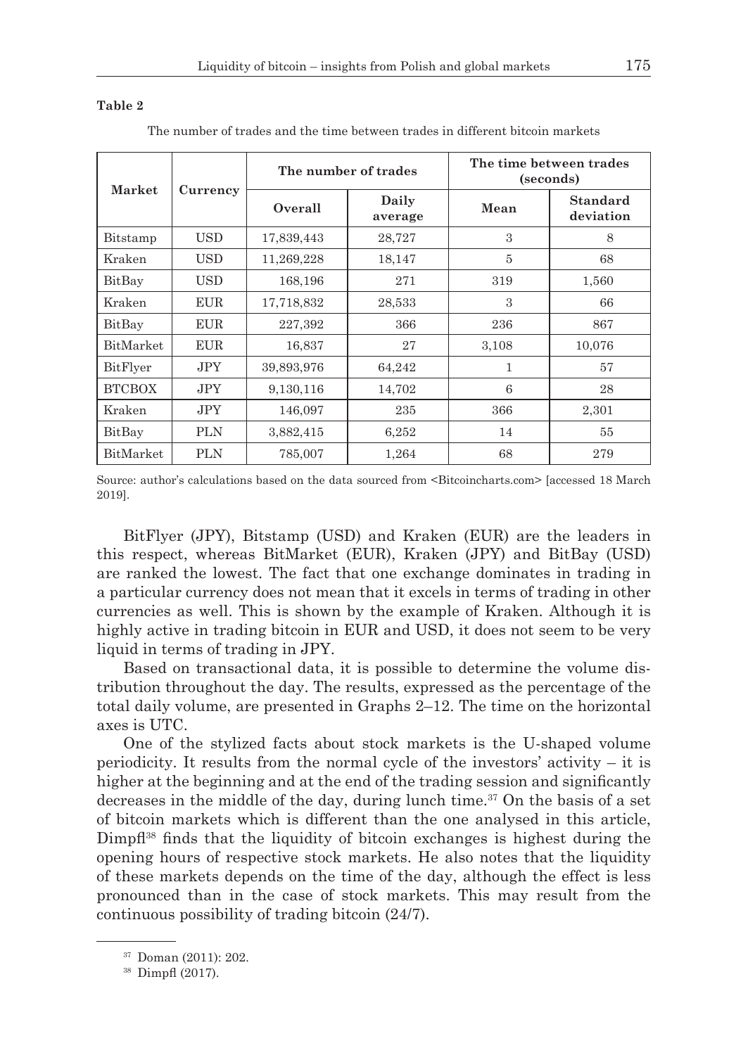**Table 2**

The number of trades and the time between trades in different bitcoin markets

| Market | Currency | The number of trades | | The time between trades (seconds) | |
|---|---|---|---|---|---|
| | | Overall | Daily average | Mean | Standard deviation |
| Bitstamp | USD | 17,839,443 | 28,727 | 3 | 8 |
| Kraken | USD | 11,269,228 | 18,147 | 5 | 68 |
| BitBay | USD | 168,196 | 271 | 319 | 1,560 |
| Kraken | EUR | 17,718,832 | 28,533 | 3 | 66 |
| BitBay | EUR | 227,392 | 366 | 236 | 867 |
| BitMarket | EUR | 16,837 | 27 | 3,108 | 10,076 |
| BitFlyer | JPY | 39,893,976 | 64,242 | 1 | 57 |
| BTCBOX | JPY | 9,130,116 | 14,702 | 6 | 28 |
| Kraken | JPY | 146,097 | 235 | 366 | 2,301 |
| BitBay | PLN | 3,882,415 | 6,252 | 14 | 55 |
| BitMarket | PLN | 785,007 | 1,264 | 68 | 279 |

Source: author's calculations based on the data sourced from <Bitcoincharts.com> [accessed 18 March 2019].

BitFlyer (JPY), Bitstamp (USD) and Kraken (EUR) are the leaders in this respect, whereas BitMarket (EUR), Kraken (JPY) and BitBay (USD) are ranked the lowest. The fact that one exchange dominates in trading in a particular currency does not mean that it excels in terms of trading in other currencies as well. This is shown by the example of Kraken. Although it is highly active in trading bitcoin in EUR and USD, it does not seem to be very liquid in terms of trading in JPY.

Based on transactional data, it is possible to determine the volume distribution throughout the day. The results, expressed as the percentage of the total daily volume, are presented in Graphs 2–12. The time on the horizontal axes is UTC.

One of the stylized facts about stock markets is the U-shaped volume periodicity. It results from the normal cycle of the investors' activity – it is higher at the beginning and at the end of the trading session and significantly decreases in the middle of the day, during lunch time.[37] On the basis of a set of bitcoin markets which is different than the one analysed in this article, Dimpfl[38] finds that the liquidity of bitcoin exchanges is highest during the opening hours of respective stock markets. He also notes that the liquidity of these markets depends on the time of the day, although the effect is less pronounced than in the case of stock markets. This may result from the continuous possibility of trading bitcoin (24/7).

[37] Doman (2011): 202.

[38] Dimpfl (2017).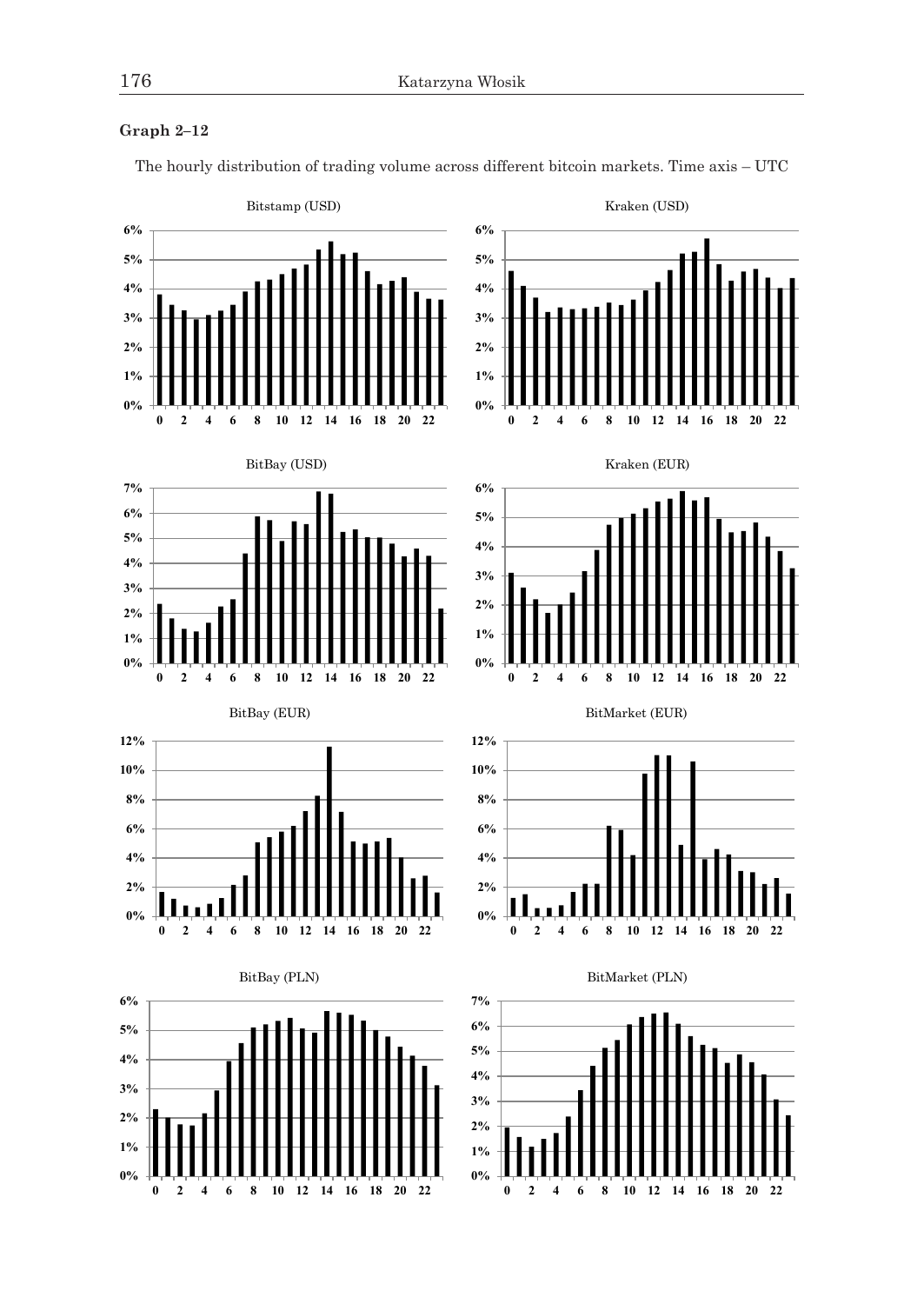**Graph 2–12**

The hourly distribution of trading volume across different bitcoin markets. Time axis – UTC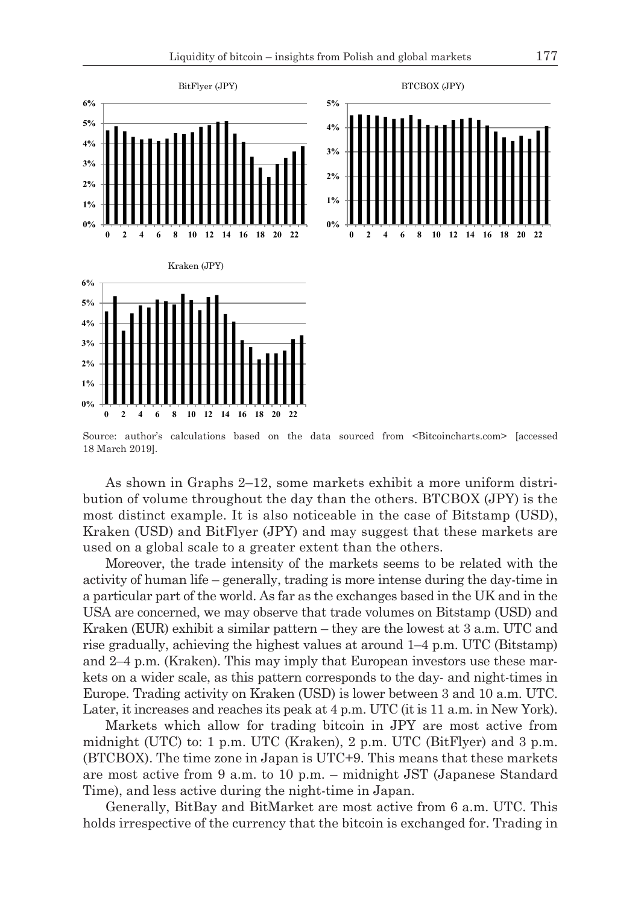Source: author's calculations based on the data sourced from <Bitcoincharts.com> [accessed 18 March 2019].

As shown in Graphs 2–12, some markets exhibit a more uniform distribution of volume throughout the day than the others. BTCBOX (JPY) is the most distinct example. It is also noticeable in the case of Bitstamp (USD), Kraken (USD) and BitFlyer (JPY) and may suggest that these markets are used on a global scale to a greater extent than the others.

Moreover, the trade intensity of the markets seems to be related with the activity of human life – generally, trading is more intense during the day-time in a particular part of the world. As far as the exchanges based in the UK and in the USA are concerned, we may observe that trade volumes on Bitstamp (USD) and Kraken (EUR) exhibit a similar pattern – they are the lowest at 3 a.m. UTC and rise gradually, achieving the highest values at around 1–4 p.m. UTC (Bitstamp) and 2–4 p.m. (Kraken). This may imply that European investors use these markets on a wider scale, as this pattern corresponds to the day- and night-times in Europe. Trading activity on Kraken (USD) is lower between 3 and 10 a.m. UTC. Later, it increases and reaches its peak at 4 p.m. UTC (it is 11 a.m. in New York).

Markets which allow for trading bitcoin in JPY are most active from midnight (UTC) to: 1 p.m. UTC (Kraken), 2 p.m. UTC (BitFlyer) and 3 p.m. (BTCBOX). The time zone in Japan is UTC+9. This means that these markets are most active from 9 a.m. to 10 p.m. – midnight JST (Japanese Standard Time), and less active during the night-time in Japan.

Generally, BitBay and BitMarket are most active from 6 a.m. UTC. This holds irrespective of the currency that the bitcoin is exchanged for. Trading in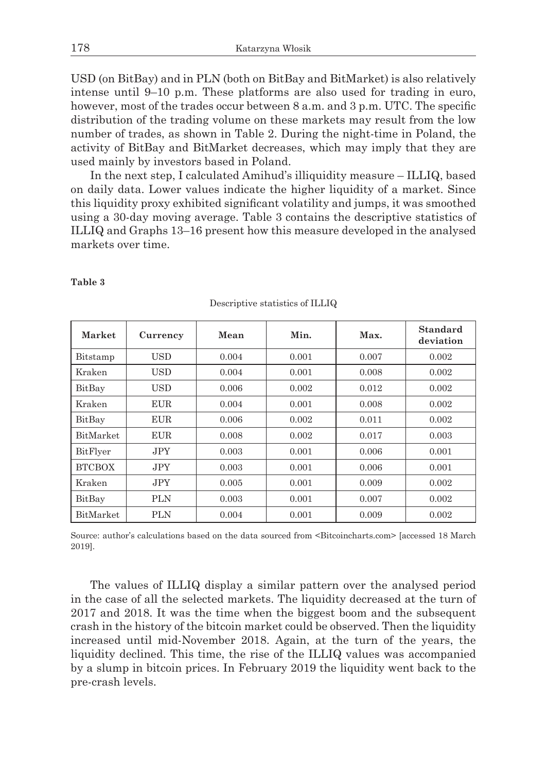USD (on BitBay) and in PLN (both on BitBay and BitMarket) is also relatively intense until 9–10 p.m. These platforms are also used for trading in euro, however, most of the trades occur between 8 a.m. and 3 p.m. UTC. The specific distribution of the trading volume on these markets may result from the low number of trades, as shown in Table 2. During the night-time in Poland, the activity of BitBay and BitMarket decreases, which may imply that they are used mainly by investors based in Poland.

In the next step, I calculated Amihud's illiquidity measure – ILLIQ, based on daily data. Lower values indicate the higher liquidity of a market. Since this liquidity proxy exhibited significant volatility and jumps, it was smoothed using a 30-day moving average. Table 3 contains the descriptive statistics of ILLIQ and Graphs 13–16 present how this measure developed in the analysed markets over time.

**Table 3**

Descriptive statistics of ILLIQ

| Market | Currency | Mean | Min. | Max. | Standard deviation |
|---|---|---|---|---|---|
| Bitstamp | USD | 0.004 | 0.001 | 0.007 | 0.002 |
| Kraken | USD | 0.004 | 0.001 | 0.008 | 0.002 |
| BitBay | USD | 0.006 | 0.002 | 0.012 | 0.002 |
| Kraken | EUR | 0.004 | 0.001 | 0.008 | 0.002 |
| BitBay | EUR | 0.006 | 0.002 | 0.011 | 0.002 |
| BitMarket | EUR | 0.008 | 0.002 | 0.017 | 0.003 |
| BitFlyer | JPY | 0.003 | 0.001 | 0.006 | 0.001 |
| BTCBOX | JPY | 0.003 | 0.001 | 0.006 | 0.001 |
| Kraken | JPY | 0.005 | 0.001 | 0.009 | 0.002 |
| BitBay | PLN | 0.003 | 0.001 | 0.007 | 0.002 |
| BitMarket | PLN | 0.004 | 0.001 | 0.009 | 0.002 |

Source: author's calculations based on the data sourced from <Bitcoincharts.com> [accessed 18 March 2019].

The values of ILLIQ display a similar pattern over the analysed period in the case of all the selected markets. The liquidity decreased at the turn of 2017 and 2018. It was the time when the biggest boom and the subsequent crash in the history of the bitcoin market could be observed. Then the liquidity increased until mid-November 2018. Again, at the turn of the years, the liquidity declined. This time, the rise of the ILLIQ values was accompanied by a slump in bitcoin prices. In February 2019 the liquidity went back to the pre-crash levels.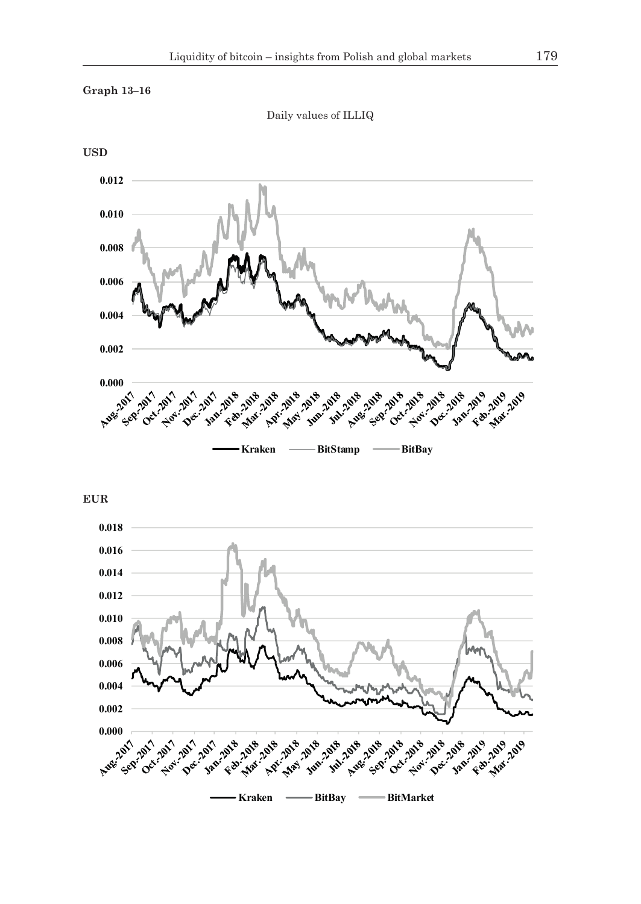**Graph 13–16**

Daily values of ILLIQ

**USD**

**EUR**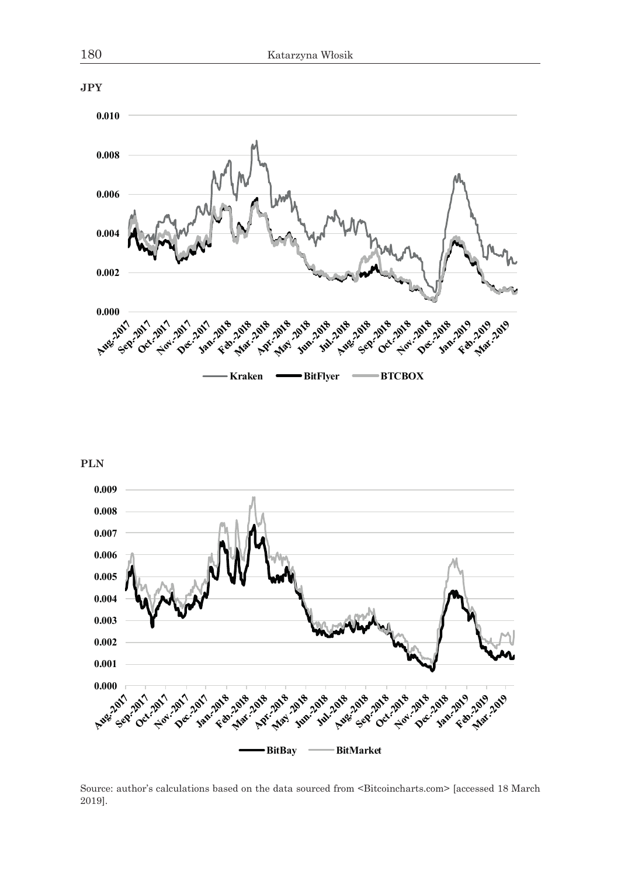**JPY**

**PLN**

Source: author's calculations based on the data sourced from <Bitcoincharts.com> [accessed 18 March 2019].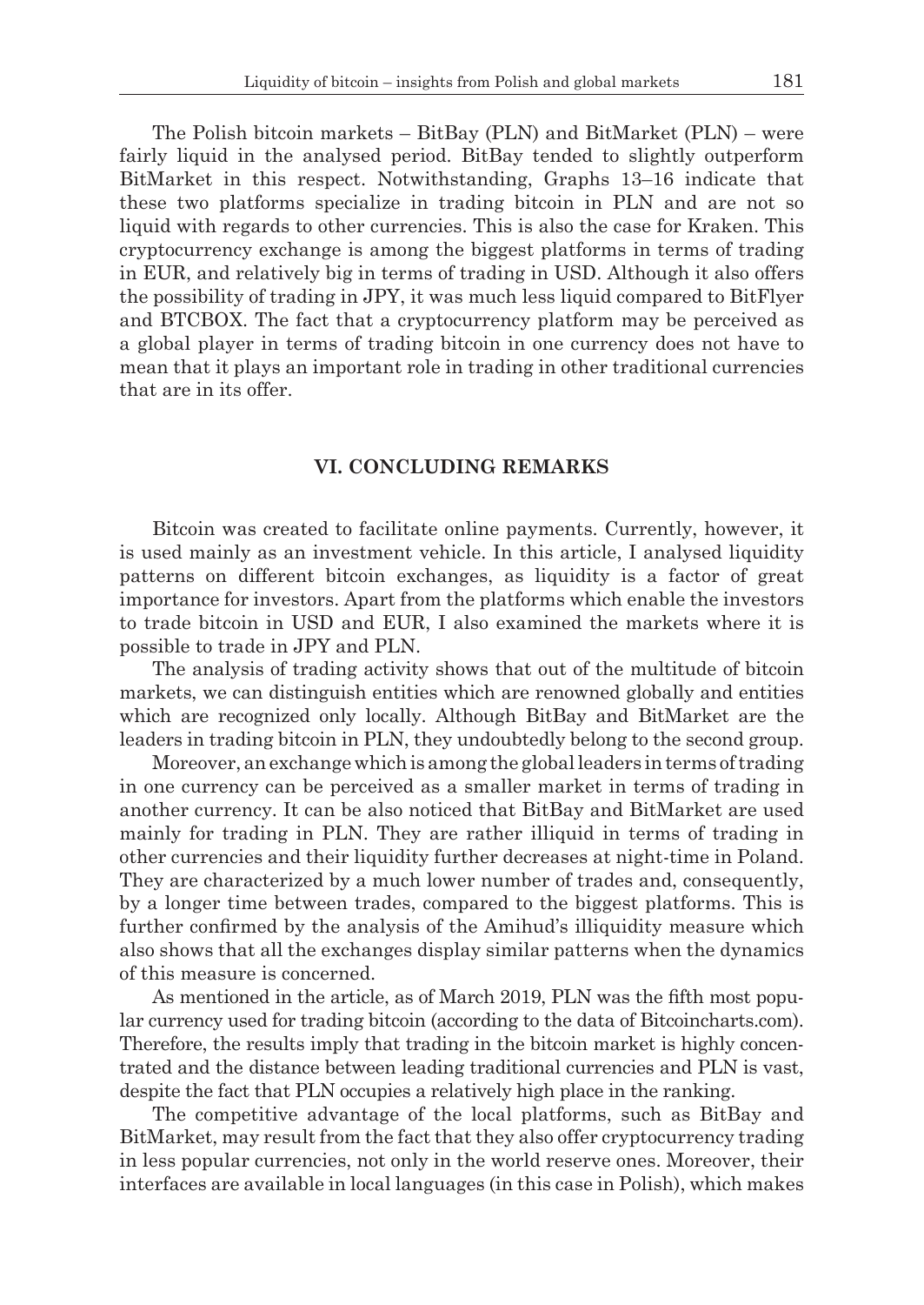The Polish bitcoin markets – BitBay (PLN) and BitMarket (PLN) – were fairly liquid in the analysed period. BitBay tended to slightly outperform BitMarket in this respect. Notwithstanding, Graphs 13–16 indicate that these two platforms specialize in trading bitcoin in PLN and are not so liquid with regards to other currencies. This is also the case for Kraken. This cryptocurrency exchange is among the biggest platforms in terms of trading in EUR, and relatively big in terms of trading in USD. Although it also offers the possibility of trading in JPY, it was much less liquid compared to BitFlyer and BTCBOX. The fact that a cryptocurrency platform may be perceived as a global player in terms of trading bitcoin in one currency does not have to mean that it plays an important role in trading in other traditional currencies that are in its offer.

## VI. CONCLUDING REMARKS

Bitcoin was created to facilitate online payments. Currently, however, it is used mainly as an investment vehicle. In this article, I analysed liquidity patterns on different bitcoin exchanges, as liquidity is a factor of great importance for investors. Apart from the platforms which enable the investors to trade bitcoin in USD and EUR, I also examined the markets where it is possible to trade in JPY and PLN.

The analysis of trading activity shows that out of the multitude of bitcoin markets, we can distinguish entities which are renowned globally and entities which are recognized only locally. Although BitBay and BitMarket are the leaders in trading bitcoin in PLN, they undoubtedly belong to the second group.

Moreover, an exchange which is among the global leaders in terms of trading in one currency can be perceived as a smaller market in terms of trading in another currency. It can be also noticed that BitBay and BitMarket are used mainly for trading in PLN. They are rather illiquid in terms of trading in other currencies and their liquidity further decreases at night-time in Poland. They are characterized by a much lower number of trades and, consequently, by a longer time between trades, compared to the biggest platforms. This is further confirmed by the analysis of the Amihud's illiquidity measure which also shows that all the exchanges display similar patterns when the dynamics of this measure is concerned.

As mentioned in the article, as of March 2019, PLN was the fifth most popular currency used for trading bitcoin (according to the data of Bitcoincharts.com). Therefore, the results imply that trading in the bitcoin market is highly concentrated and the distance between leading traditional currencies and PLN is vast, despite the fact that PLN occupies a relatively high place in the ranking.

The competitive advantage of the local platforms, such as BitBay and BitMarket, may result from the fact that they also offer cryptocurrency trading in less popular currencies, not only in the world reserve ones. Moreover, their interfaces are available in local languages (in this case in Polish), which makes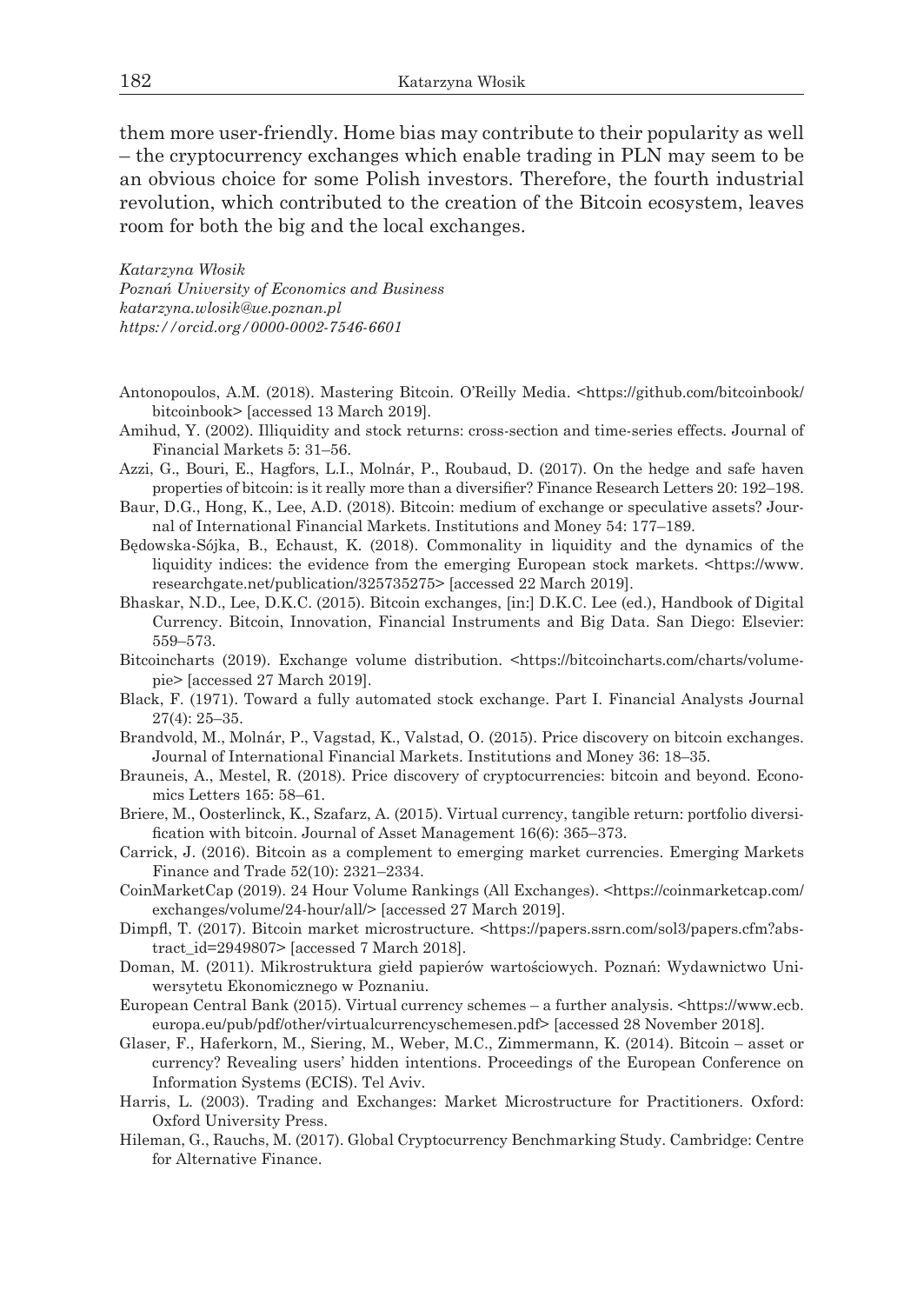them more user-friendly. Home bias may contribute to their popularity as well – the cryptocurrency exchanges which enable trading in PLN may seem to be an obvious choice for some Polish investors. Therefore, the fourth industrial revolution, which contributed to the creation of the Bitcoin ecosystem, leaves room for both the big and the local exchanges.

*Katarzyna Włosik*
*Poznań University of Economics and Business*
*katarzyna.wlosik@ue.poznan.pl*
*https://orcid.org/0000-0002-7546-6601*

Antonopoulos, A.M. (2018). Mastering Bitcoin. O'Reilly Media. <https://github.com/bitcoinbook/bitcoinbook> [accessed 13 March 2019].

Amihud, Y. (2002). Illiquidity and stock returns: cross-section and time-series effects. Journal of Financial Markets 5: 31–56.

Azzi, G., Bouri, E., Hagfors, L.I., Molnár, P., Roubaud, D. (2017). On the hedge and safe haven properties of bitcoin: is it really more than a diversifier? Finance Research Letters 20: 192–198.

Baur, D.G., Hong, K., Lee, A.D. (2018). Bitcoin: medium of exchange or speculative assets? Journal of International Financial Markets. Institutions and Money 54: 177–189.

Będowska-Sójka, B., Echaust, K. (2018). Commonality in liquidity and the dynamics of the liquidity indices: the evidence from the emerging European stock markets. <https://www.researchgate.net/publication/325735275> [accessed 22 March 2019].

Bhaskar, N.D., Lee, D.K.C. (2015). Bitcoin exchanges, [in:] D.K.C. Lee (ed.), Handbook of Digital Currency. Bitcoin, Innovation, Financial Instruments and Big Data. San Diego: Elsevier: 559–573.

Bitcoincharts (2019). Exchange volume distribution. <https://bitcoincharts.com/charts/volumepie> [accessed 27 March 2019].

Black, F. (1971). Toward a fully automated stock exchange. Part I. Financial Analysts Journal 27(4): 25–35.

Brandvold, M., Molnár, P., Vagstad, K., Valstad, O. (2015). Price discovery on bitcoin exchanges. Journal of International Financial Markets. Institutions and Money 36: 18–35.

Brauneis, A., Mestel, R. (2018). Price discovery of cryptocurrencies: bitcoin and beyond. Economics Letters 165: 58–61.

Briere, M., Oosterlinck, K., Szafarz, A. (2015). Virtual currency, tangible return: portfolio diversification with bitcoin. Journal of Asset Management 16(6): 365–373.

Carrick, J. (2016). Bitcoin as a complement to emerging market currencies. Emerging Markets Finance and Trade 52(10): 2321–2334.

CoinMarketCap (2019). 24 Hour Volume Rankings (All Exchanges). <https://coinmarketcap.com/exchanges/volume/24-hour/all/> [accessed 27 March 2019].

Dimpfl, T. (2017). Bitcoin market microstructure. <https://papers.ssrn.com/sol3/papers.cfm?abstract_id=2949807> [accessed 7 March 2018].

Doman, M. (2011). Mikrostruktura giełd papierów wartościowych. Poznań: Wydawnictwo Uniwersytetu Ekonomicznego w Poznaniu.

European Central Bank (2015). Virtual currency schemes – a further analysis. <https://www.ecb.europa.eu/pub/pdf/other/virtualcurrencyschemesen.pdf> [accessed 28 November 2018].

Glaser, F., Haferkorn, M., Siering, M., Weber, M.C., Zimmermann, K. (2014). Bitcoin – asset or currency? Revealing users' hidden intentions. Proceedings of the European Conference on Information Systems (ECIS). Tel Aviv.

Harris, L. (2003). Trading and Exchanges: Market Microstructure for Practitioners. Oxford: Oxford University Press.

Hileman, G., Rauchs, M. (2017). Global Cryptocurrency Benchmarking Study. Cambridge: Centre for Alternative Finance.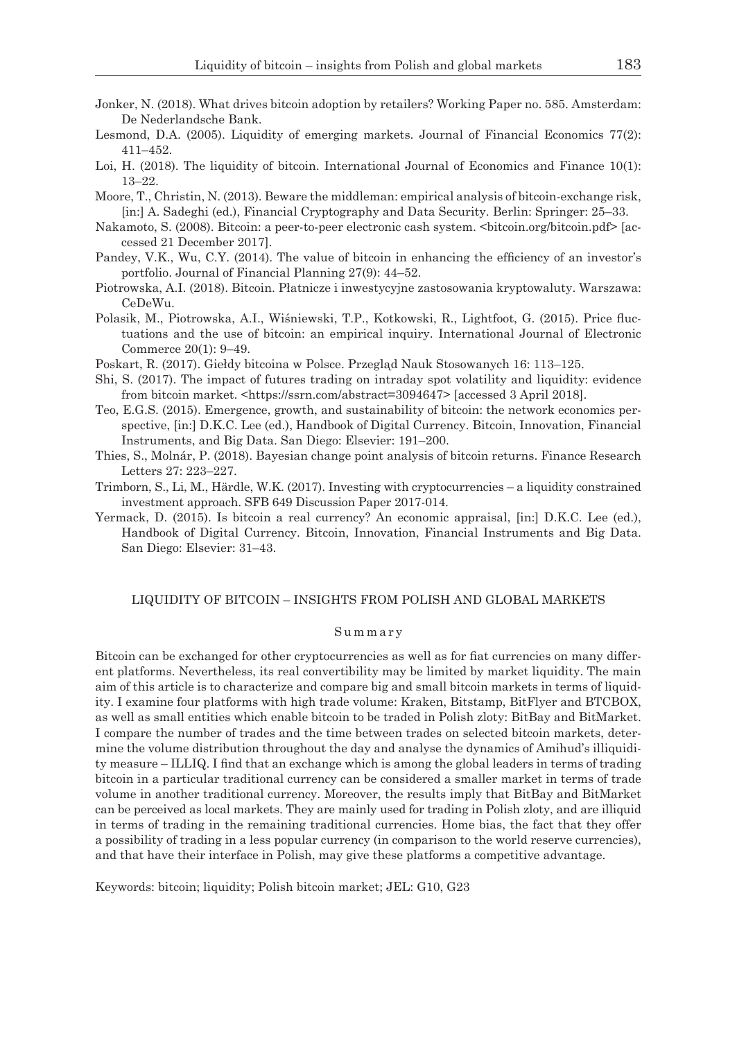Jonker, N. (2018). What drives bitcoin adoption by retailers? Working Paper no. 585. Amsterdam: De Nederlandsche Bank.

Lesmond, D.A. (2005). Liquidity of emerging markets. Journal of Financial Economics 77(2): 411–452.

Loi, H. (2018). The liquidity of bitcoin. International Journal of Economics and Finance 10(1): 13–22.

Moore, T., Christin, N. (2013). Beware the middleman: empirical analysis of bitcoin-exchange risk, [in:] A. Sadeghi (ed.), Financial Cryptography and Data Security. Berlin: Springer: 25–33.

Nakamoto, S. (2008). Bitcoin: a peer-to-peer electronic cash system. <bitcoin.org/bitcoin.pdf> [accessed 21 December 2017].

Pandey, V.K., Wu, C.Y. (2014). The value of bitcoin in enhancing the efficiency of an investor's portfolio. Journal of Financial Planning 27(9): 44–52.

Piotrowska, A.I. (2018). Bitcoin. Płatnicze i inwestycyjne zastosowania kryptowaluty. Warszawa: CeDeWu.

Polasik, M., Piotrowska, A.I., Wiśniewski, T.P., Kotkowski, R., Lightfoot, G. (2015). Price fluctuations and the use of bitcoin: an empirical inquiry. International Journal of Electronic Commerce 20(1): 9–49.

Poskart, R. (2017). Giełdy bitcoina w Polsce. Przegląd Nauk Stosowanych 16: 113–125.

Shi, S. (2017). The impact of futures trading on intraday spot volatility and liquidity: evidence from bitcoin market. <https://ssrn.com/abstract=3094647> [accessed 3 April 2018].

Teo, E.G.S. (2015). Emergence, growth, and sustainability of bitcoin: the network economics perspective, [in:] D.K.C. Lee (ed.), Handbook of Digital Currency. Bitcoin, Innovation, Financial Instruments, and Big Data. San Diego: Elsevier: 191–200.

Thies, S., Molnár, P. (2018). Bayesian change point analysis of bitcoin returns. Finance Research Letters 27: 223–227.

Trimborn, S., Li, M., Härdle, W.K. (2017). Investing with cryptocurrencies – a liquidity constrained investment approach. SFB 649 Discussion Paper 2017-014.

Yermack, D. (2015). Is bitcoin a real currency? An economic appraisal, [in:] D.K.C. Lee (ed.), Handbook of Digital Currency. Bitcoin, Innovation, Financial Instruments and Big Data. San Diego: Elsevier: 31–43.

## LIQUIDITY OF BITCOIN – INSIGHTS FROM POLISH AND GLOBAL MARKETS

### Summary

Bitcoin can be exchanged for other cryptocurrencies as well as for fiat currencies on many different platforms. Nevertheless, its real convertibility may be limited by market liquidity. The main aim of this article is to characterize and compare big and small bitcoin markets in terms of liquidity. I examine four platforms with high trade volume: Kraken, Bitstamp, BitFlyer and BTCBOX, as well as small entities which enable bitcoin to be traded in Polish zloty: BitBay and BitMarket. I compare the number of trades and the time between trades on selected bitcoin markets, determine the volume distribution throughout the day and analyse the dynamics of Amihud's illiquidity measure – ILLIQ. I find that an exchange which is among the global leaders in terms of trading bitcoin in a particular traditional currency can be considered a smaller market in terms of trade volume in another traditional currency. Moreover, the results imply that BitBay and BitMarket can be perceived as local markets. They are mainly used for trading in Polish zloty, and are illiquid in terms of trading in the remaining traditional currencies. Home bias, the fact that they offer a possibility of trading in a less popular currency (in comparison to the world reserve currencies), and that have their interface in Polish, may give these platforms a competitive advantage.

Keywords: bitcoin; liquidity; Polish bitcoin market; JEL: G10, G23